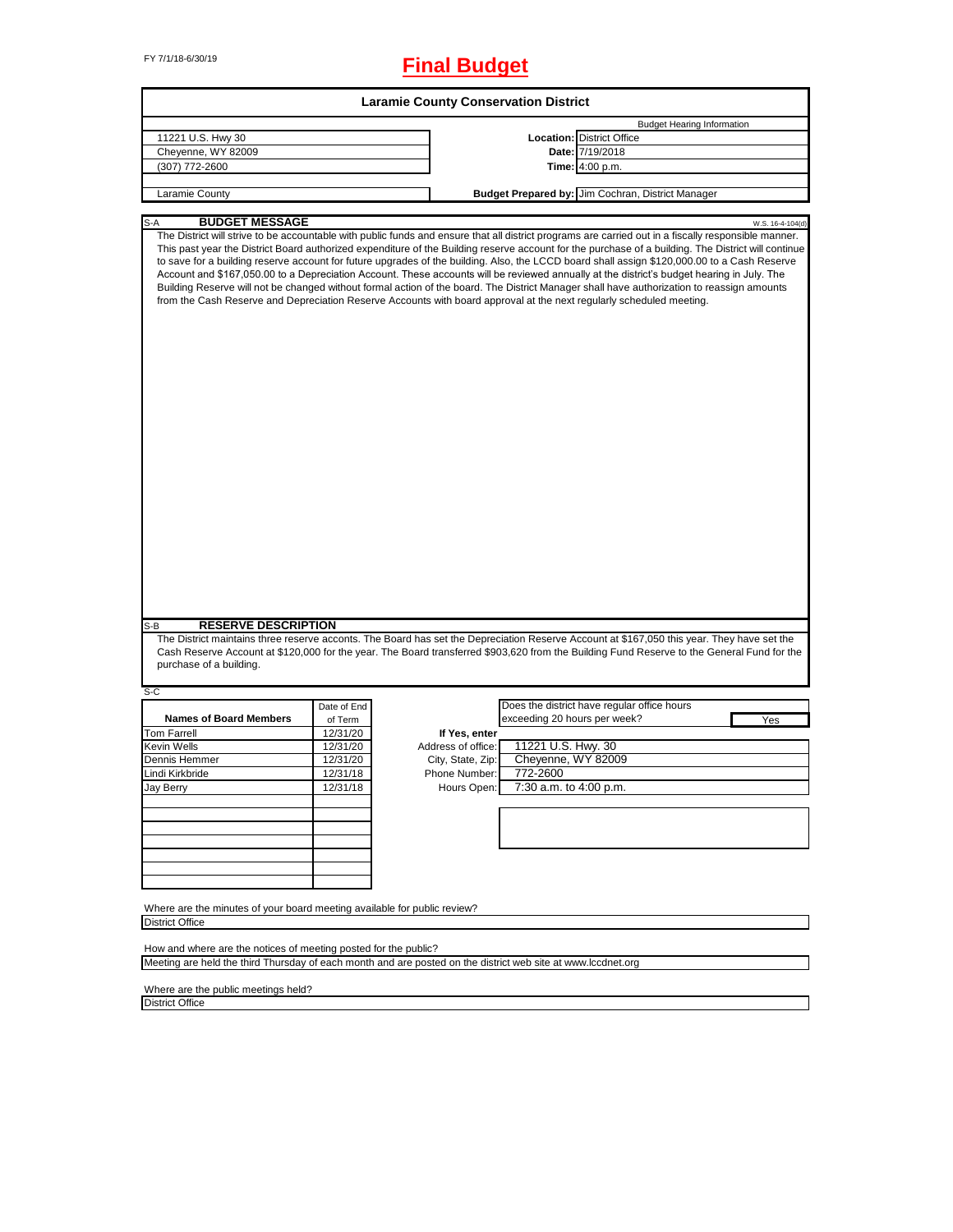FY 7/1/18-6/30/19

# Final Budget

## Laramie County Conservation District

| | | |
|---|---|---|
| 11221 U.S. Hwy 30 | | Budget Hearing Information |
| Cheyenne, WY 82009 | **Location:** | District Office |
| (307) 772-2600 | **Date:** | 7/19/2018 |
| | **Time:** | 4:00 p.m. |
| Laramie County | **Budget Prepared by:** | Jim Cochran, District Manager |

### S-A BUDGET MESSAGE

W.S. 16-4-104(d)

The District will strive to be accountable with public funds and ensure that all district programs are carried out in a fiscally responsible manner. This past year the District Board authorized expenditure of the Building reserve account for the purchase of a building. The District will continue to save for a building reserve account for future upgrades of the building. Also, the LCCD board shall assign $120,000.00 to a Cash Reserve Account and $167,050.00 to a Depreciation Account. These accounts will be reviewed annually at the district's budget hearing in July. The Building Reserve will not be changed without formal action of the board. The District Manager shall have authorization to reassign amounts from the Cash Reserve and Depreciation Reserve Accounts with board approval at the next regularly scheduled meeting.

### S-B RESERVE DESCRIPTION

The District maintains three reserve acconts. The Board has set the Depreciation Reserve Account at $167,050 this year. They have set the Cash Reserve Account at $120,000 for the year. The Board transferred $903,620 from the Building Fund Reserve to the General Fund for the purchase of a building.

S-C

| Names of Board Members | Date of End of Term |
|---|---|
| Tom Farrell | 12/31/20 |
| Kevin Wells | 12/31/20 |
| Dennis Hemmer | 12/31/20 |
| Lindi Kirkbride | 12/31/18 |
| Jay Berry | 12/31/18 |

Does the district have regular office hours exceeding 20 hours per week? Yes

**If Yes, enter**

| | |
|---|---|
| Address of office: | 11221 U.S. Hwy. 30 |
| City, State, Zip: | Cheyenne, WY 82009 |
| Phone Number: | 772-2600 |
| Hours Open: | 7:30 a.m. to 4:00 p.m. |

Where are the minutes of your board meeting available for public review?

District Office

How and where are the notices of meeting posted for the public?

Meeting are held the third Thursday of each month and are posted on the district web site at www.lccdnet.org

Where are the public meetings held?

District Office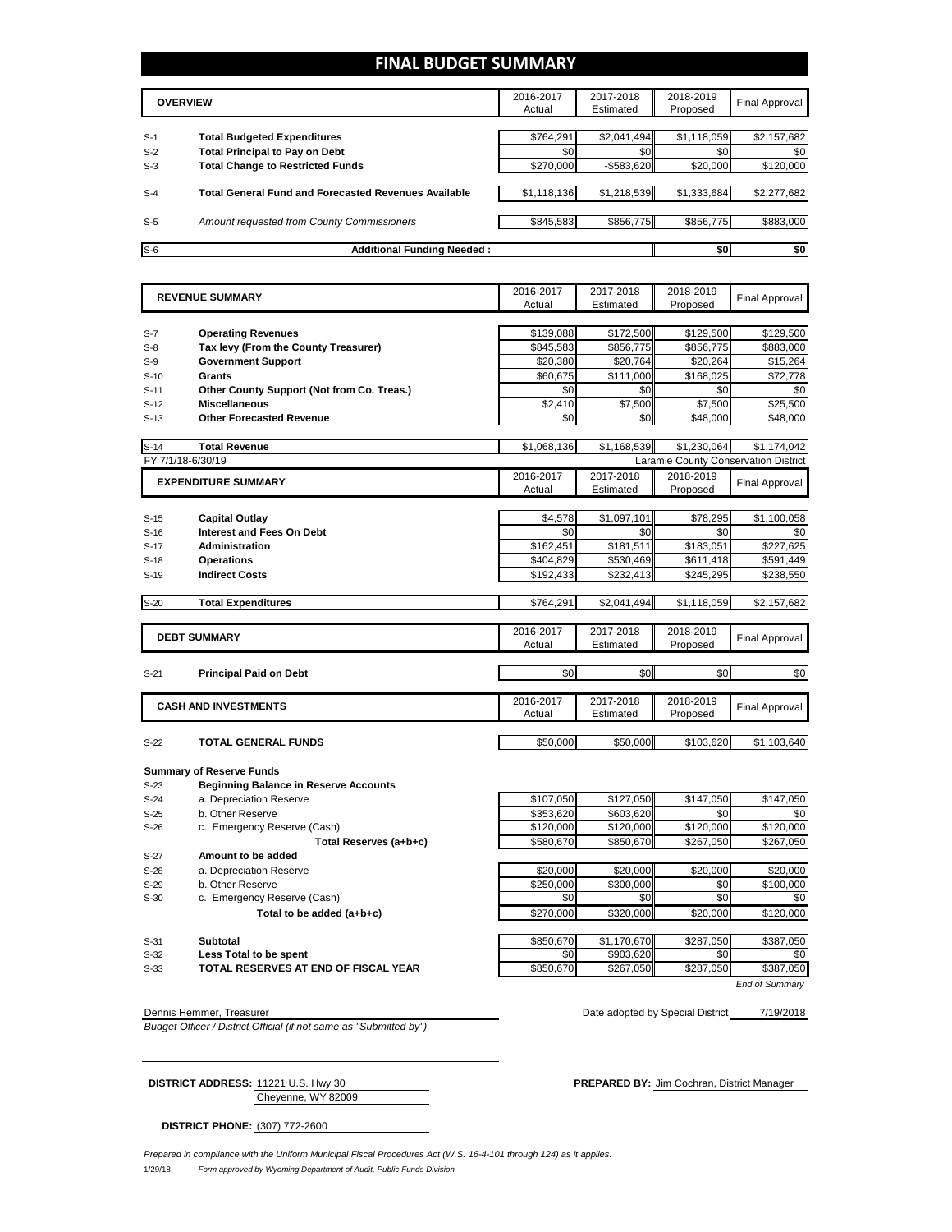# FINAL BUDGET SUMMARY

| | OVERVIEW | 2016-2017 Actual | 2017-2018 Estimated | 2018-2019 Proposed | Final Approval |
|---|---|---|---|---|---|
| S-1 | **Total Budgeted Expenditures** | $764,291 | $2,041,494 | $1,118,059 | $2,157,682 |
| S-2 | **Total Principal to Pay on Debt** | $0 | $0 | $0 | $0 |
| S-3 | **Total Change to Restricted Funds** | $270,000 | -$583,620 | $20,000 | $120,000 |
| S-4 | **Total General Fund and Forecasted Revenues Available** | $1,118,136 | $1,218,539 | $1,333,684 | $2,277,682 |
| S-5 | *Amount requested from County Commissioners* | $845,583 | $856,775 | $856,775 | $883,000 |
| S-6 | **Additional Funding Needed :** | | | $0 | $0 |

| | REVENUE SUMMARY | 2016-2017 Actual | 2017-2018 Estimated | 2018-2019 Proposed | Final Approval |
|---|---|---|---|---|---|
| S-7 | **Operating Revenues** | $139,088 | $172,500 | $129,500 | $129,500 |
| S-8 | **Tax levy (From the County Treasurer)** | $845,583 | $856,775 | $856,775 | $883,000 |
| S-9 | **Government Support** | $20,380 | $20,764 | $20,264 | $15,264 |
| S-10 | **Grants** | $60,675 | $111,000 | $168,025 | $72,778 |
| S-11 | **Other County Support (Not from Co. Treas.)** | $0 | $0 | $0 | $0 |
| S-12 | **Miscellaneous** | $2,410 | $7,500 | $7,500 | $25,500 |
| S-13 | **Other Forecasted Revenue** | $0 | $0 | $48,000 | $48,000 |
| S-14 | **Total Revenue** | $1,068,136 | $1,168,539 | $1,230,064 | $1,174,042 |

FY 7/1/18-6/30/19 — Laramie County Conservation District

| | EXPENDITURE SUMMARY | 2016-2017 Actual | 2017-2018 Estimated | 2018-2019 Proposed | Final Approval |
|---|---|---|---|---|---|
| S-15 | **Capital Outlay** | $4,578 | $1,097,101 | $78,295 | $1,100,058 |
| S-16 | **Interest and Fees On Debt** | $0 | $0 | $0 | $0 |
| S-17 | **Administration** | $162,451 | $181,511 | $183,051 | $227,625 |
| S-18 | **Operations** | $404,829 | $530,469 | $611,418 | $591,449 |
| S-19 | **Indirect Costs** | $192,433 | $232,413 | $245,295 | $238,550 |
| S-20 | **Total Expenditures** | $764,291 | $2,041,494 | $1,118,059 | $2,157,682 |

| | DEBT SUMMARY | 2016-2017 Actual | 2017-2018 Estimated | 2018-2019 Proposed | Final Approval |
|---|---|---|---|---|---|
| S-21 | **Principal Paid on Debt** | $0 | $0 | $0 | $0 |

| | CASH AND INVESTMENTS | 2016-2017 Actual | 2017-2018 Estimated | 2018-2019 Proposed | Final Approval |
|---|---|---|---|---|---|
| S-22 | **TOTAL GENERAL FUNDS** | $50,000 | $50,000 | $103,620 | $1,103,640 |
| | **Summary of Reserve Funds** | | | | |
| S-23 | **Beginning Balance in Reserve Accounts** | | | | |
| S-24 | a. Depreciation Reserve | $107,050 | $127,050 | $147,050 | $147,050 |
| S-25 | b. Other Reserve | $353,620 | $603,620 | $0 | $0 |
| S-26 | c. Emergency Reserve (Cash) | $120,000 | $120,000 | $120,000 | $120,000 |
| | **Total Reserves (a+b+c)** | $580,670 | $850,670 | $267,050 | $267,050 |
| S-27 | **Amount to be added** | | | | |
| S-28 | a. Depreciation Reserve | $20,000 | $20,000 | $20,000 | $20,000 |
| S-29 | b. Other Reserve | $250,000 | $300,000 | $0 | $100,000 |
| S-30 | c. Emergency Reserve (Cash) | $0 | $0 | $0 | $0 |
| | **Total to be added (a+b+c)** | $270,000 | $320,000 | $20,000 | $120,000 |
| S-31 | **Subtotal** | $850,670 | $1,170,670 | $287,050 | $387,050 |
| S-32 | **Less Total to be spent** | $0 | $903,620 | $0 | $0 |
| S-33 | **TOTAL RESERVES AT END OF FISCAL YEAR** | $850,670 | $267,050 | $287,050 | $387,050 |

*End of Summary*

Dennis Hemmer, Treasurer — Date adopted by Special District 7/19/2018

*Budget Officer / District Official (if not same as "Submitted by")*

**DISTRICT ADDRESS:** 11221 U.S. Hwy 30
Cheyenne, WY 82009

**PREPARED BY:** Jim Cochran, District Manager

**DISTRICT PHONE:** (307) 772-2600

*Prepared in compliance with the Uniform Municipal Fiscal Procedures Act (W.S. 16-4-101 through 124) as it applies.*

1/29/18 *Form approved by Wyoming Department of Audit, Public Funds Division*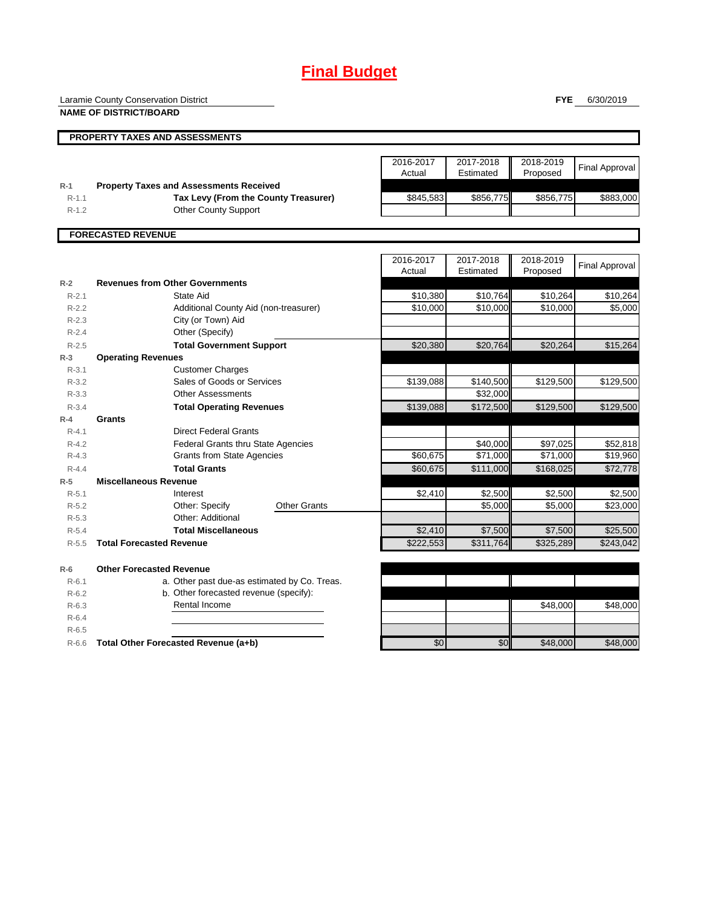# Final Budget

Laramie County Conservation District

**NAME OF DISTRICT/BOARD**

**FYE** 6/30/2019

## PROPERTY TAXES AND ASSESSMENTS

| | | 2016-2017 Actual | 2017-2018 Estimated | 2018-2019 Proposed | Final Approval |
|---|---|---|---|---|---|
| R-1 | **Property Taxes and Assessments Received** | | | | |
| R-1.1 | **Tax Levy (From the County Treasurer)** | $845,583 | $856,775 | $856,775 | $883,000 |
| R-1.2 | Other County Support | | | | |

## FORECASTED REVENUE

| | | 2016-2017 Actual | 2017-2018 Estimated | 2018-2019 Proposed | Final Approval |
|---|---|---|---|---|---|
| R-2 | **Revenues from Other Governments** | | | | |
| R-2.1 | State Aid | $10,380 | $10,764 | $10,264 | $10,264 |
| R-2.2 | Additional County Aid (non-treasurer) | $10,000 | $10,000 | $10,000 | $5,000 |
| R-2.3 | City (or Town) Aid | | | | |
| R-2.4 | Other (Specify) | | | | |
| R-2.5 | **Total Government Support** | $20,380 | $20,764 | $20,264 | $15,264 |
| R-3 | **Operating Revenues** | | | | |
| R-3.1 | Customer Charges | | | | |
| R-3.2 | Sales of Goods or Services | $139,088 | $140,500 | $129,500 | $129,500 |
| R-3.3 | Other Assessments | | $32,000 | | |
| R-3.4 | **Total Operating Revenues** | $139,088 | $172,500 | $129,500 | $129,500 |
| R-4 | **Grants** | | | | |
| R-4.1 | Direct Federal Grants | | | | |
| R-4.2 | Federal Grants thru State Agencies | | $40,000 | $97,025 | $52,818 |
| R-4.3 | Grants from State Agencies | $60,675 | $71,000 | $71,000 | $19,960 |
| R-4.4 | **Total Grants** | $60,675 | $111,000 | $168,025 | $72,778 |
| R-5 | **Miscellaneous Revenue** | | | | |
| R-5.1 | Interest | $2,410 | $2,500 | $2,500 | $2,500 |
| R-5.2 | Other: Specify — Other Grants | | $5,000 | $5,000 | $23,000 |
| R-5.3 | Other: Additional | | | | |
| R-5.4 | **Total Miscellaneous** | $2,410 | $7,500 | $7,500 | $25,500 |
| R-5.5 | **Total Forecasted Revenue** | $222,553 | $311,764 | $325,289 | $243,042 |
| | | | | | |
| R-6 | **Other Forecasted Revenue** | | | | |
| R-6.1 | a. Other past due-as estimated by Co. Treas. | | | | |
| R-6.2 | b. Other forecasted revenue (specify): | | | | |
| R-6.3 | Rental Income | | | $48,000 | $48,000 |
| R-6.4 | | | | | |
| R-6.5 | | | | | |
| R-6.6 | **Total Other Forecasted Revenue (a+b)** | $0 | $0 | $48,000 | $48,000 |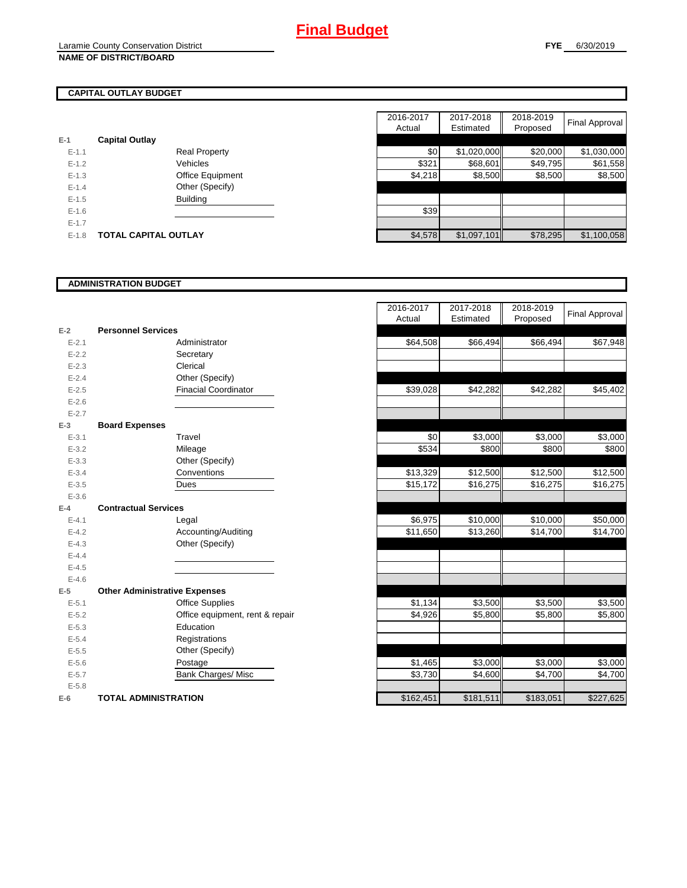# Final Budget

Laramie County Conservation District
**NAME OF DISTRICT/BOARD**

**FYE** 6/30/2019

## CAPITAL OUTLAY BUDGET

| | | | 2016-2017 Actual | 2017-2018 Estimated | 2018-2019 Proposed | Final Approval |
|---|---|---|---|---|---|---|
| E-1 | **Capital Outlay** | | | | | |
| E-1.1 | | Real Property | $0 | $1,020,000 | $20,000 | $1,030,000 |
| E-1.2 | | Vehicles | $321 | $68,601 | $49,795 | $61,558 |
| E-1.3 | | Office Equipment | $4,218 | $8,500 | $8,500 | $8,500 |
| E-1.4 | | Other (Specify) | | | | |
| E-1.5 | | Building | | | | |
| E-1.6 | | | $39 | | | |
| E-1.7 | | | | | | |
| E-1.8 | **TOTAL CAPITAL OUTLAY** | | $4,578 | $1,097,101 | $78,295 | $1,100,058 |

## ADMINISTRATION BUDGET

| | | | 2016-2017 Actual | 2017-2018 Estimated | 2018-2019 Proposed | Final Approval |
|---|---|---|---|---|---|---|
| E-2 | **Personnel Services** | | | | | |
| E-2.1 | | Administrator | $64,508 | $66,494 | $66,494 | $67,948 |
| E-2.2 | | Secretary | | | | |
| E-2.3 | | Clerical | | | | |
| E-2.4 | | Other (Specify) | | | | |
| E-2.5 | | Finacial Coordinator | $39,028 | $42,282 | $42,282 | $45,402 |
| E-2.6 | | | | | | |
| E-2.7 | | | | | | |
| E-3 | **Board Expenses** | | | | | |
| E-3.1 | | Travel | $0 | $3,000 | $3,000 | $3,000 |
| E-3.2 | | Mileage | $534 | $800 | $800 | $800 |
| E-3.3 | | Other (Specify) | | | | |
| E-3.4 | | Conventions | $13,329 | $12,500 | $12,500 | $12,500 |
| E-3.5 | | Dues | $15,172 | $16,275 | $16,275 | $16,275 |
| E-3.6 | | | | | | |
| E-4 | **Contractual Services** | | | | | |
| E-4.1 | | Legal | $6,975 | $10,000 | $10,000 | $50,000 |
| E-4.2 | | Accounting/Auditing | $11,650 | $13,260 | $14,700 | $14,700 |
| E-4.3 | | Other (Specify) | | | | |
| E-4.4 | | | | | | |
| E-4.5 | | | | | | |
| E-4.6 | | | | | | |
| E-5 | **Other Administrative Expenses** | | | | | |
| E-5.1 | | Office Supplies | $1,134 | $3,500 | $3,500 | $3,500 |
| E-5.2 | | Office equipment, rent & repair | $4,926 | $5,800 | $5,800 | $5,800 |
| E-5.3 | | Education | | | | |
| E-5.4 | | Registrations | | | | |
| E-5.5 | | Other (Specify) | | | | |
| E-5.6 | | Postage | $1,465 | $3,000 | $3,000 | $3,000 |
| E-5.7 | | Bank Charges/ Misc | $3,730 | $4,600 | $4,700 | $4,700 |
| E-5.8 | | | | | | |
| E-6 | **TOTAL ADMINISTRATION** | | $162,451 | $181,511 | $183,051 | $227,625 |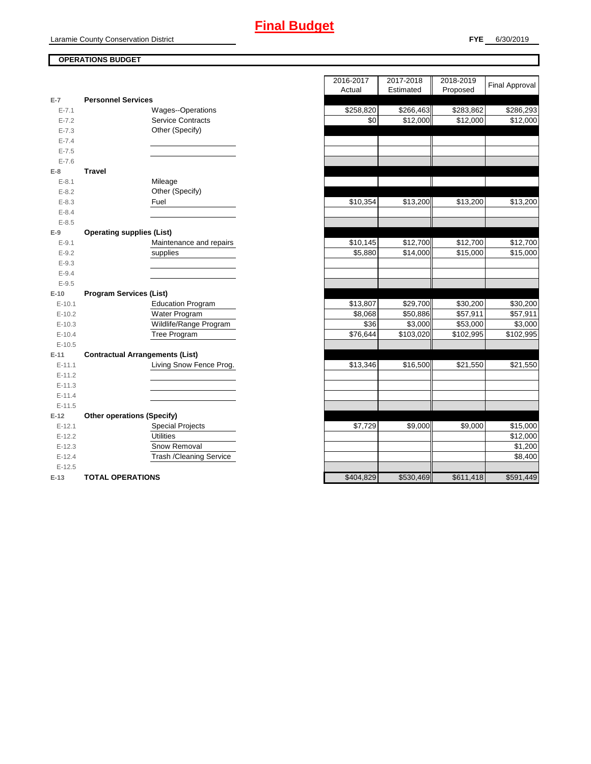# Final Budget

Laramie County Conservation District

**FYE** 6/30/2019

**OPERATIONS BUDGET**

| | | 2016-2017 Actual | 2017-2018 Estimated | 2018-2019 Proposed | Final Approval |
|---|---|---|---|---|---|
| **E-7** | **Personnel Services** | | | | |
| E-7.1 | Wages--Operations | $258,820 | $266,463 | $283,862 | $286,293 |
| E-7.2 | Service Contracts | $0 | $12,000 | $12,000 | $12,000 |
| E-7.3 | Other (Specify) | | | | |
| E-7.4 | | | | | |
| E-7.5 | | | | | |
| E-7.6 | | | | | |
| **E-8** | **Travel** | | | | |
| E-8.1 | Mileage | | | | |
| E-8.2 | Other (Specify) | | | | |
| E-8.3 | Fuel | $10,354 | $13,200 | $13,200 | $13,200 |
| E-8.4 | | | | | |
| E-8.5 | | | | | |
| **E-9** | **Operating supplies (List)** | | | | |
| E-9.1 | Maintenance and repairs | $10,145 | $12,700 | $12,700 | $12,700 |
| E-9.2 | supplies | $5,880 | $14,000 | $15,000 | $15,000 |
| E-9.3 | | | | | |
| E-9.4 | | | | | |
| E-9.5 | | | | | |
| **E-10** | **Program Services (List)** | | | | |
| E-10.1 | Education Program | $13,807 | $29,700 | $30,200 | $30,200 |
| E-10.2 | Water Program | $8,068 | $50,886 | $57,911 | $57,911 |
| E-10.3 | Wildlife/Range Program | $36 | $3,000 | $53,000 | $3,000 |
| E-10.4 | Tree Program | $76,644 | $103,020 | $102,995 | $102,995 |
| E-10.5 | | | | | |
| **E-11** | **Contractual Arrangements (List)** | | | | |
| E-11.1 | Living Snow Fence Prog. | $13,346 | $16,500 | $21,550 | $21,550 |
| E-11.2 | | | | | |
| E-11.3 | | | | | |
| E-11.4 | | | | | |
| E-11.5 | | | | | |
| **E-12** | **Other operations (Specify)** | | | | |
| E-12.1 | Special Projects | $7,729 | $9,000 | $9,000 | $15,000 |
| E-12.2 | Utilities | | | | $12,000 |
| E-12.3 | Snow Removal | | | | $1,200 |
| E-12.4 | Trash /Cleaning Service | | | | $8,400 |
| E-12.5 | | | | | |
| **E-13** | **TOTAL OPERATIONS** | $404,829 | $530,469 | $611,418 | $591,449 |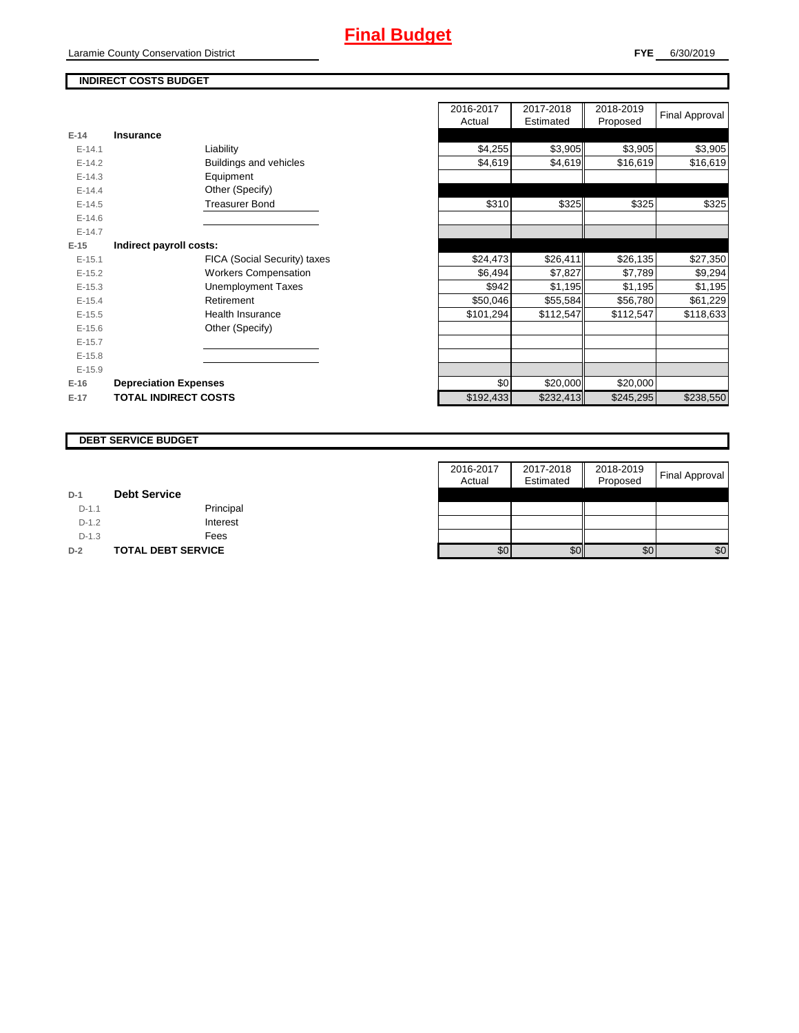# Final Budget

Laramie County Conservation District

**FYE** 6/30/2019

## INDIRECT COSTS BUDGET

| | | | 2016-2017 Actual | 2017-2018 Estimated | 2018-2019 Proposed | Final Approval |
|---|---|---|---|---|---|---|
| E-14 | **Insurance** | | | | | |
| E-14.1 | | Liability | $4,255 | $3,905 | $3,905 | $3,905 |
| E-14.2 | | Buildings and vehicles | $4,619 | $4,619 | $16,619 | $16,619 |
| E-14.3 | | Equipment | | | | |
| E-14.4 | | Other (Specify) | | | | |
| E-14.5 | | Treasurer Bond | $310 | $325 | $325 | $325 |
| E-14.6 | | | | | | |
| E-14.7 | | | | | | |
| E-15 | **Indirect payroll costs:** | | | | | |
| E-15.1 | | FICA (Social Security) taxes | $24,473 | $26,411 | $26,135 | $27,350 |
| E-15.2 | | Workers Compensation | $6,494 | $7,827 | $7,789 | $9,294 |
| E-15.3 | | Unemployment Taxes | $942 | $1,195 | $1,195 | $1,195 |
| E-15.4 | | Retirement | $50,046 | $55,584 | $56,780 | $61,229 |
| E-15.5 | | Health Insurance | $101,294 | $112,547 | $112,547 | $118,633 |
| E-15.6 | | Other (Specify) | | | | |
| E-15.7 | | | | | | |
| E-15.8 | | | | | | |
| E-15.9 | | | | | | |
| E-16 | **Depreciation Expenses** | | $0 | $20,000 | $20,000 | |
| E-17 | **TOTAL INDIRECT COSTS** | | $192,433 | $232,413 | $245,295 | $238,550 |

## DEBT SERVICE BUDGET

| | | | 2016-2017 Actual | 2017-2018 Estimated | 2018-2019 Proposed | Final Approval |
|---|---|---|---|---|---|---|
| D-1 | **Debt Service** | | | | | |
| D-1.1 | | Principal | | | | |
| D-1.2 | | Interest | | | | |
| D-1.3 | | Fees | | | | |
| D-2 | **TOTAL DEBT SERVICE** | | $0 | $0 | $0 | $0 |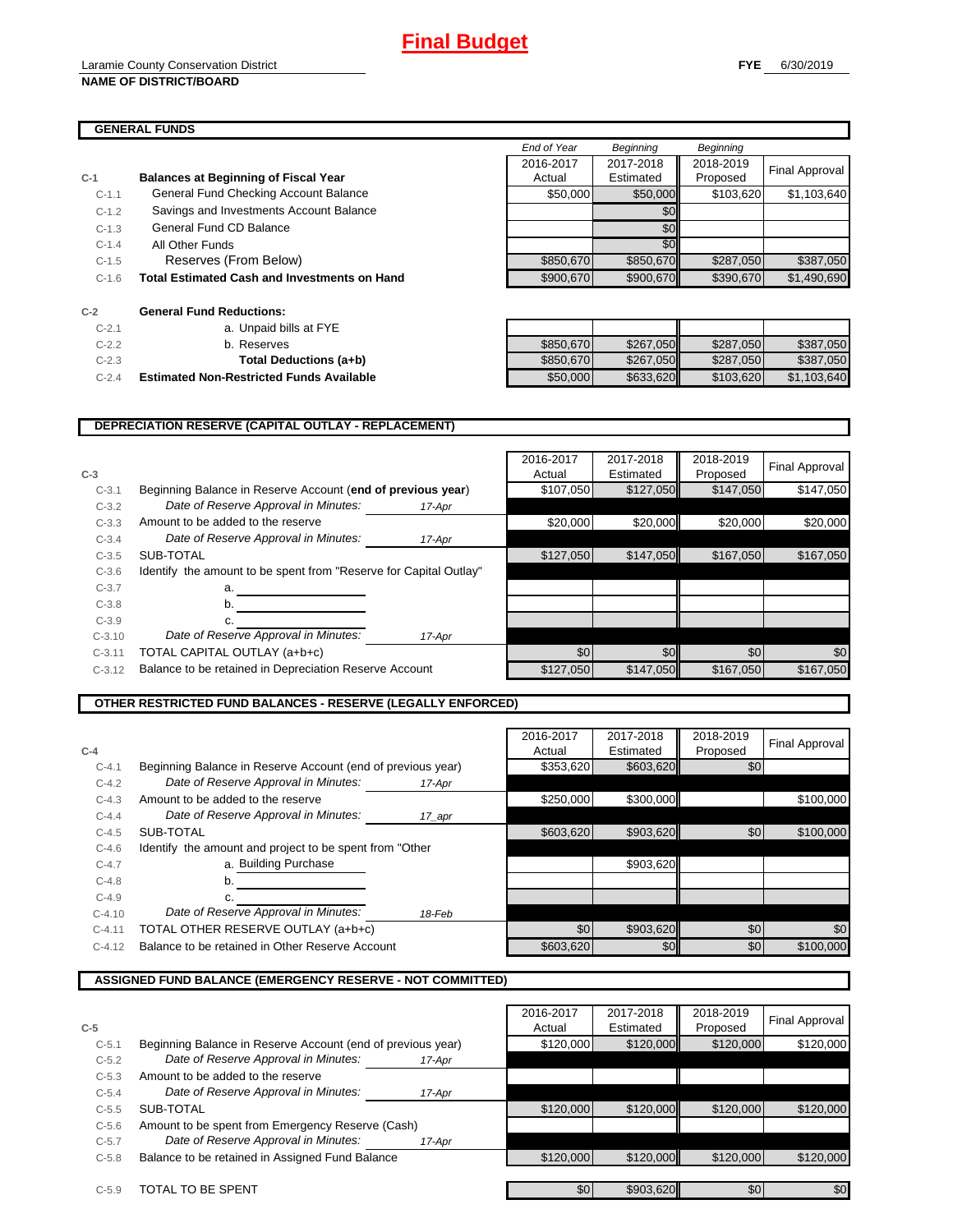# Final Budget

Laramie County Conservation District
**NAME OF DISTRICT/BOARD**

**FYE** 6/30/2019

## GENERAL FUNDS

| | | End of Year 2016-2017 Actual | Beginning 2017-2018 Estimated | Beginning 2018-2019 Proposed | Final Approval |
|---|---|---|---|---|---|
| **C-1** | **Balances at Beginning of Fiscal Year** | | | | |
| C-1.1 | General Fund Checking Account Balance | $50,000 | $50,000 | $103,620 | $1,103,640 |
| C-1.2 | Savings and Investments Account Balance | | $0 | | |
| C-1.3 | General Fund CD Balance | | $0 | | |
| C-1.4 | All Other Funds | | $0 | | |
| C-1.5 | Reserves (From Below) | $850,670 | $850,670 | $287,050 | $387,050 |
| C-1.6 | **Total Estimated Cash and Investments on Hand** | $900,670 | $900,670 | $390,670 | $1,490,690 |
| **C-2** | **General Fund Reductions:** | | | | |
| C-2.1 | a. Unpaid bills at FYE | | | | |
| C-2.2 | b. Reserves | $850,670 | $267,050 | $287,050 | $387,050 |
| C-2.3 | **Total Deductions (a+b)** | $850,670 | $267,050 | $287,050 | $387,050 |
| C-2.4 | **Estimated Non-Restricted Funds Available** | $50,000 | $633,620 | $103,620 | $1,103,640 |

## DEPRECIATION RESERVE (CAPITAL OUTLAY - REPLACEMENT)

| **C-3** | | | 2016-2017 Actual | 2017-2018 Estimated | 2018-2019 Proposed | Final Approval |
|---|---|---|---|---|---|---|
| C-3.1 | Beginning Balance in Reserve Account (**end of previous year**) | | $107,050 | $127,050 | $147,050 | $147,050 |
| C-3.2 | *Date of Reserve Approval in Minutes:* | *17-Apr* | | | | |
| C-3.3 | Amount to be added to the reserve | | $20,000 | $20,000 | $20,000 | $20,000 |
| C-3.4 | *Date of Reserve Approval in Minutes:* | *17-Apr* | | | | |
| C-3.5 | SUB-TOTAL | | $127,050 | $147,050 | $167,050 | $167,050 |
| C-3.6 | Identify the amount to be spent from "Reserve for Capital Outlay" | | | | | |
| C-3.7 | a. | | | | | |
| C-3.8 | b. | | | | | |
| C-3.9 | c. | | | | | |
| C-3.10 | *Date of Reserve Approval in Minutes:* | *17-Apr* | | | | |
| C-3.11 | TOTAL CAPITAL OUTLAY (a+b+c) | | $0 | $0 | $0 | $0 |
| C-3.12 | Balance to be retained in Depreciation Reserve Account | | $127,050 | $147,050 | $167,050 | $167,050 |

## OTHER RESTRICTED FUND BALANCES - RESERVE (LEGALLY ENFORCED)

| **C-4** | | | 2016-2017 Actual | 2017-2018 Estimated | 2018-2019 Proposed | Final Approval |
|---|---|---|---|---|---|---|
| C-4.1 | Beginning Balance in Reserve Account (end of previous year) | | $353,620 | $603,620 | $0 | |
| C-4.2 | *Date of Reserve Approval in Minutes:* | *17-Apr* | | | | |
| C-4.3 | Amount to be added to the reserve | | $250,000 | $300,000 | | $100,000 |
| C-4.4 | *Date of Reserve Approval in Minutes:* | *17_apr* | | | | |
| C-4.5 | SUB-TOTAL | | $603,620 | $903,620 | $0 | $100,000 |
| C-4.6 | Identify the amount and project to be spent from "Other | | | | | |
| C-4.7 | a. Building Purchase | | | $903,620 | | |
| C-4.8 | b. | | | | | |
| C-4.9 | c. | | | | | |
| C-4.10 | *Date of Reserve Approval in Minutes:* | *18-Feb* | | | | |
| C-4.11 | TOTAL OTHER RESERVE OUTLAY (a+b+c) | | $0 | $903,620 | $0 | $0 |
| C-4.12 | Balance to be retained in Other Reserve Account | | $603,620 | $0 | $0 | $100,000 |

## ASSIGNED FUND BALANCE (EMERGENCY RESERVE - NOT COMMITTED)

| **C-5** | | | 2016-2017 Actual | 2017-2018 Estimated | 2018-2019 Proposed | Final Approval |
|---|---|---|---|---|---|---|
| C-5.1 | Beginning Balance in Reserve Account (end of previous year) | | $120,000 | $120,000 | $120,000 | $120,000 |
| C-5.2 | *Date of Reserve Approval in Minutes:* | *17-Apr* | | | | |
| C-5.3 | Amount to be added to the reserve | | | | | |
| C-5.4 | *Date of Reserve Approval in Minutes:* | *17-Apr* | | | | |
| C-5.5 | SUB-TOTAL | | $120,000 | $120,000 | $120,000 | $120,000 |
| C-5.6 | Amount to be spent from Emergency Reserve (Cash) | | | | | |
| C-5.7 | *Date of Reserve Approval in Minutes:* | *17-Apr* | | | | |
| C-5.8 | Balance to be retained in Assigned Fund Balance | | $120,000 | $120,000 | $120,000 | $120,000 |
| C-5.9 | TOTAL TO BE SPENT | | $0 | $903,620 | $0 | $0 |